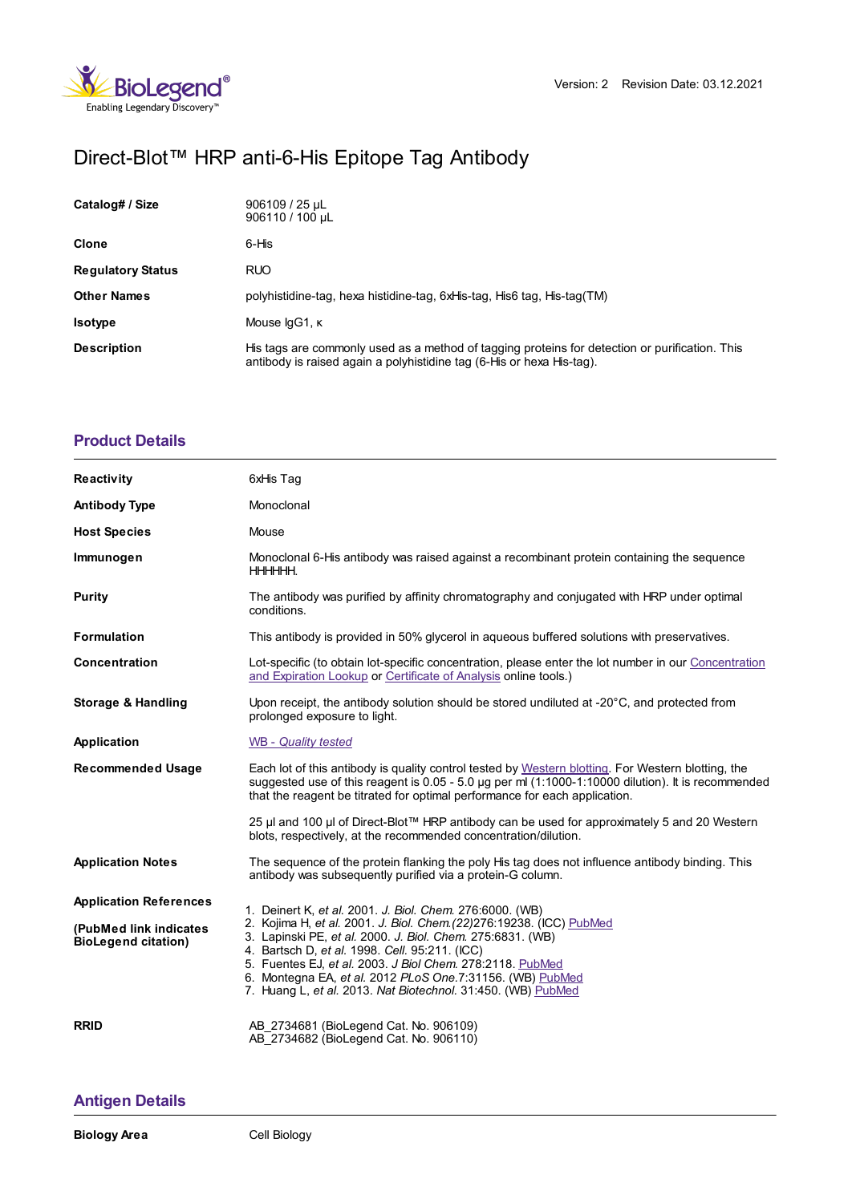Version: 2 Revision Date: 03.12.2021

# Direct-Blot™ HRP anti-6-His Epitope Tag Antibody

| | |
|---|---|
| **Catalog# / Size** | 906109 / 25 µL<br>906110 / 100 µL |
| **Clone** | 6-His |
| **Regulatory Status** | RUO |
| **Other Names** | polyhistidine-tag, hexa histidine-tag, 6xHis-tag, His6 tag, His-tag(TM) |
| **Isotype** | Mouse IgG1, κ |
| **Description** | His tags are commonly used as a method of tagging proteins for detection or purification. This antibody is raised again a polyhistidine tag (6-His or hexa His-tag). |

## Product Details

| | |
|---|---|
| **Reactivity** | 6xHis Tag |
| **Antibody Type** | Monoclonal |
| **Host Species** | Mouse |
| **Immunogen** | Monoclonal 6-His antibody was raised against a recombinant protein containing the sequence HHHHHH. |
| **Purity** | The antibody was purified by affinity chromatography and conjugated with HRP under optimal conditions. |
| **Formulation** | This antibody is provided in 50% glycerol in aqueous buffered solutions with preservatives. |
| **Concentration** | Lot-specific (to obtain lot-specific concentration, please enter the lot number in our Concentration and Expiration Lookup or Certificate of Analysis online tools.) |
| **Storage & Handling** | Upon receipt, the antibody solution should be stored undiluted at -20°C, and protected from prolonged exposure to light. |
| **Application** | *WB - Quality tested* |
| **Recommended Usage** | Each lot of this antibody is quality control tested by Western blotting. For Western blotting, the suggested use of this reagent is 0.05 - 5.0 µg per ml (1:1000-1:10000 dilution). It is recommended that the reagent be titrated for optimal performance for each application.<br><br>25 µl and 100 µl of Direct-Blot™ HRP antibody can be used for approximately 5 and 20 Western blots, respectively, at the recommended concentration/dilution. |
| **Application Notes** | The sequence of the protein flanking the poly His tag does not influence antibody binding. This antibody was subsequently purified via a protein-G column. |
| **Application References**<br><br>**(PubMed link indicates BioLegend citation)** | 1. Deinert K, *et al.* 2001. *J. Biol. Chem.* 276:6000. (WB)<br>2. Kojima H, *et al.* 2001. *J. Biol. Chem.(22)*276:19238. (ICC) PubMed<br>3. Lapinski PE, *et al.* 2000. *J. Biol. Chem.* 275:6831. (WB)<br>4. Bartsch D, *et al.* 1998. *Cell.* 95:211. (ICC)<br>5. Fuentes EJ, *et al.* 2003. *J Biol Chem.* 278:2118. PubMed<br>6. Montegna EA, *et al.* 2012 *PLoS One.*7:31156. (WB) PubMed<br>7. Huang L, *et al.* 2013. *Nat Biotechnol.* 31:450. (WB) PubMed |
| **RRID** | AB_2734681 (BioLegend Cat. No. 906109)<br>AB_2734682 (BioLegend Cat. No. 906110) |

## Antigen Details

| | |
|---|---|
| **Biology Area** | Cell Biology |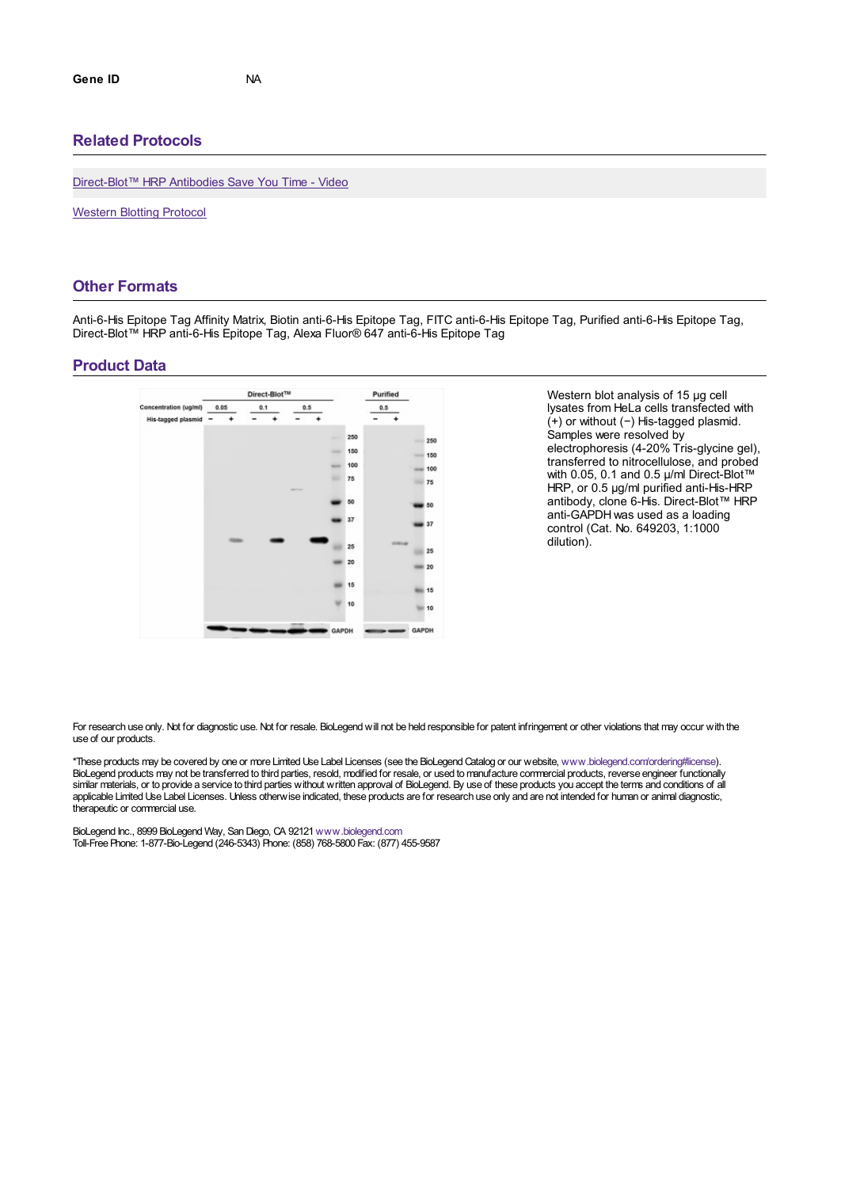**Gene ID** NA

## Related Protocols

[Direct-Blot™ HRP Antibodies Save You Time - Video]

[Western Blotting Protocol]

## Other Formats

Anti-6-His Epitope Tag Affinity Matrix, Biotin anti-6-His Epitope Tag, FITC anti-6-His Epitope Tag, Purified anti-6-His Epitope Tag, Direct-Blot™ HRP anti-6-His Epitope Tag, Alexa Fluor® 647 anti-6-His Epitope Tag

## Product Data

Direct-Blot™
Purified
Concentration (ug/ml) 0.05 0.1 0.5 0.5
His-tagged plasmid − + − + − + − +
250
150
100
75
50
37
25
20
15
10
GAPDH

Western blot analysis of 15 µg cell lysates from HeLa cells transfected with (+) or without (−) His-tagged plasmid. Samples were resolved by electrophoresis (4-20% Tris-glycine gel), transferred to nitrocellulose, and probed with 0.05, 0.1 and 0.5 µ/ml Direct-Blot™ HRP, or 0.5 µg/ml purified anti-His-HRP antibody, clone 6-His. Direct-Blot™ HRP anti-GAPDH was used as a loading control (Cat. No. 649203, 1:1000 dilution).

For research use only. Not for diagnostic use. Not for resale. BioLegend will not be held responsible for patent infringement or other violations that may occur with the use of our products.

*These products may be covered by one or more Limited Use Label Licenses (see the BioLegend Catalog or our website, www.biolegend.com/ordering#license). BioLegend products may not be transferred to third parties, resold, modified for resale, or used to manufacture commercial products, reverse engineer functionally similar materials, or to provide a service to third parties without written approval of BioLegend. By use of these products you accept the terms and conditions of all applicable Limited Use Label Licenses. Unless otherwise indicated, these products are for research use only and are not intended for human or animal diagnostic, therapeutic or commercial use.

BioLegend Inc., 8999 BioLegend Way, San Diego, CA 92121 www.biolegend.com
Toll-Free Phone: 1-877-Bio-Legend (246-5343) Phone: (858) 768-5800 Fax: (877) 455-9587